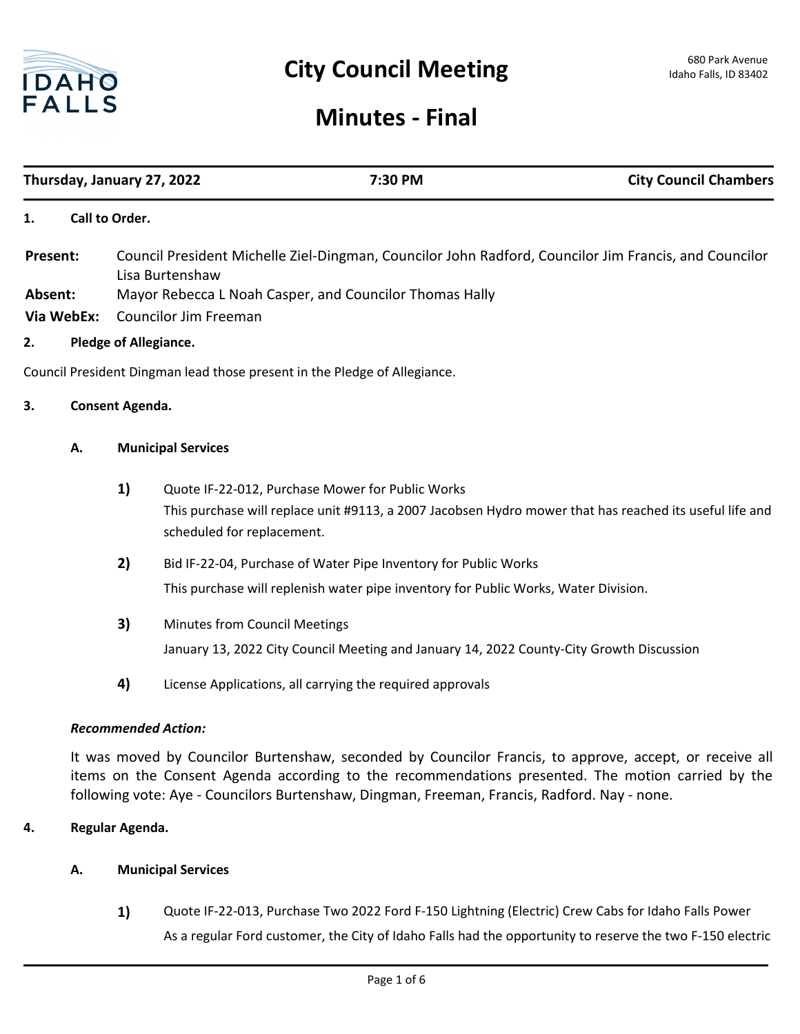# City Council Meeting

680 Park Avenue
Idaho Falls, ID 83402

# Minutes - Final

**Thursday, January 27, 2022** | **7:30 PM** | **City Council Chambers**

**1. Call to Order.**

**Present:** Council President Michelle Ziel-Dingman, Councilor John Radford, Councilor Jim Francis, and Councilor Lisa Burtenshaw

**Absent:** Mayor Rebecca L Noah Casper, and Councilor Thomas Hally

**Via WebEx:** Councilor Jim Freeman

**2. Pledge of Allegiance.**

Council President Dingman lead those present in the Pledge of Allegiance.

**3. Consent Agenda.**

**A. Municipal Services**

**1)** Quote IF-22-012, Purchase Mower for Public Works

This purchase will replace unit #9113, a 2007 Jacobsen Hydro mower that has reached its useful life and scheduled for replacement.

**2)** Bid IF-22-04, Purchase of Water Pipe Inventory for Public Works

This purchase will replenish water pipe inventory for Public Works, Water Division.

**3)** Minutes from Council Meetings

January 13, 2022 City Council Meeting and January 14, 2022 County-City Growth Discussion

**4)** License Applications, all carrying the required approvals

***Recommended Action:***

It was moved by Councilor Burtenshaw, seconded by Councilor Francis, to approve, accept, or receive all items on the Consent Agenda according to the recommendations presented. The motion carried by the following vote: Aye - Councilors Burtenshaw, Dingman, Freeman, Francis, Radford. Nay - none.

**4. Regular Agenda.**

**A. Municipal Services**

**1)** Quote IF-22-013, Purchase Two 2022 Ford F-150 Lightning (Electric) Crew Cabs for Idaho Falls Power

As a regular Ford customer, the City of Idaho Falls had the opportunity to reserve the two F-150 electric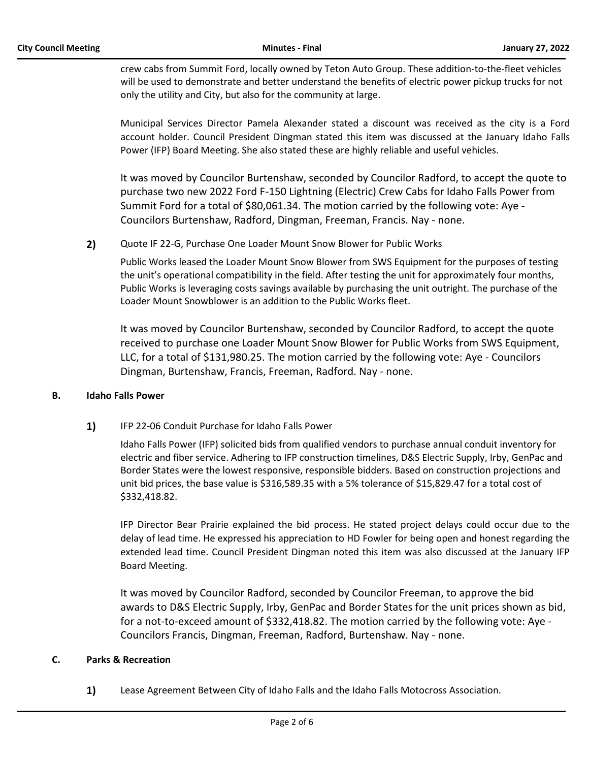crew cabs from Summit Ford, locally owned by Teton Auto Group. These addition-to-the-fleet vehicles will be used to demonstrate and better understand the benefits of electric power pickup trucks for not only the utility and City, but also for the community at large.

Municipal Services Director Pamela Alexander stated a discount was received as the city is a Ford account holder. Council President Dingman stated this item was discussed at the January Idaho Falls Power (IFP) Board Meeting. She also stated these are highly reliable and useful vehicles.

It was moved by Councilor Burtenshaw, seconded by Councilor Radford, to accept the quote to purchase two new 2022 Ford F-150 Lightning (Electric) Crew Cabs for Idaho Falls Power from Summit Ford for a total of $80,061.34. The motion carried by the following vote: Aye - Councilors Burtenshaw, Radford, Dingman, Freeman, Francis. Nay - none.

**2)** Quote IF 22-G, Purchase One Loader Mount Snow Blower for Public Works

Public Works leased the Loader Mount Snow Blower from SWS Equipment for the purposes of testing the unit's operational compatibility in the field. After testing the unit for approximately four months, Public Works is leveraging costs savings available by purchasing the unit outright. The purchase of the Loader Mount Snowblower is an addition to the Public Works fleet.

It was moved by Councilor Burtenshaw, seconded by Councilor Radford, to accept the quote received to purchase one Loader Mount Snow Blower for Public Works from SWS Equipment, LLC, for a total of $131,980.25. The motion carried by the following vote: Aye - Councilors Dingman, Burtenshaw, Francis, Freeman, Radford. Nay - none.

## B. Idaho Falls Power

**1)** IFP 22-06 Conduit Purchase for Idaho Falls Power

Idaho Falls Power (IFP) solicited bids from qualified vendors to purchase annual conduit inventory for electric and fiber service. Adhering to IFP construction timelines, D&S Electric Supply, Irby, GenPac and Border States were the lowest responsive, responsible bidders. Based on construction projections and unit bid prices, the base value is $316,589.35 with a 5% tolerance of $15,829.47 for a total cost of $332,418.82.

IFP Director Bear Prairie explained the bid process. He stated project delays could occur due to the delay of lead time. He expressed his appreciation to HD Fowler for being open and honest regarding the extended lead time. Council President Dingman noted this item was also discussed at the January IFP Board Meeting.

It was moved by Councilor Radford, seconded by Councilor Freeman, to approve the bid awards to D&S Electric Supply, Irby, GenPac and Border States for the unit prices shown as bid, for a not-to-exceed amount of $332,418.82. The motion carried by the following vote: Aye - Councilors Francis, Dingman, Freeman, Radford, Burtenshaw. Nay - none.

## C. Parks & Recreation

**1)** Lease Agreement Between City of Idaho Falls and the Idaho Falls Motocross Association.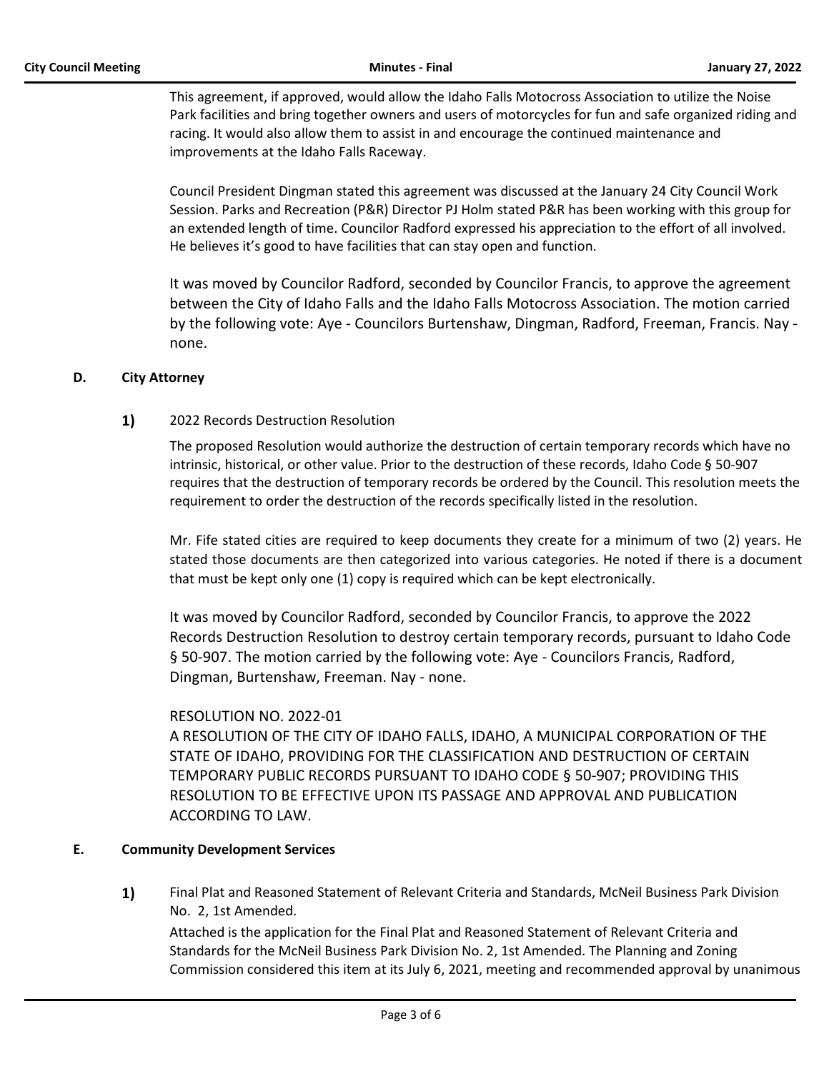This agreement, if approved, would allow the Idaho Falls Motocross Association to utilize the Noise Park facilities and bring together owners and users of motorcycles for fun and safe organized riding and racing. It would also allow them to assist in and encourage the continued maintenance and improvements at the Idaho Falls Raceway.

Council President Dingman stated this agreement was discussed at the January 24 City Council Work Session. Parks and Recreation (P&R) Director PJ Holm stated P&R has been working with this group for an extended length of time. Councilor Radford expressed his appreciation to the effort of all involved. He believes it's good to have facilities that can stay open and function.

It was moved by Councilor Radford, seconded by Councilor Francis, to approve the agreement between the City of Idaho Falls and the Idaho Falls Motocross Association. The motion carried by the following vote: Aye - Councilors Burtenshaw, Dingman, Radford, Freeman, Francis. Nay - none.

### D. City Attorney

**1)** 2022 Records Destruction Resolution

The proposed Resolution would authorize the destruction of certain temporary records which have no intrinsic, historical, or other value. Prior to the destruction of these records, Idaho Code § 50-907 requires that the destruction of temporary records be ordered by the Council. This resolution meets the requirement to order the destruction of the records specifically listed in the resolution.

Mr. Fife stated cities are required to keep documents they create for a minimum of two (2) years. He stated those documents are then categorized into various categories. He noted if there is a document that must be kept only one (1) copy is required which can be kept electronically.

It was moved by Councilor Radford, seconded by Councilor Francis, to approve the 2022 Records Destruction Resolution to destroy certain temporary records, pursuant to Idaho Code § 50-907. The motion carried by the following vote: Aye - Councilors Francis, Radford, Dingman, Burtenshaw, Freeman. Nay - none.

RESOLUTION NO. 2022-01
A RESOLUTION OF THE CITY OF IDAHO FALLS, IDAHO, A MUNICIPAL CORPORATION OF THE STATE OF IDAHO, PROVIDING FOR THE CLASSIFICATION AND DESTRUCTION OF CERTAIN TEMPORARY PUBLIC RECORDS PURSUANT TO IDAHO CODE § 50-907; PROVIDING THIS RESOLUTION TO BE EFFECTIVE UPON ITS PASSAGE AND APPROVAL AND PUBLICATION ACCORDING TO LAW.

### E. Community Development Services

**1)** Final Plat and Reasoned Statement of Relevant Criteria and Standards, McNeil Business Park Division No. 2, 1st Amended.

Attached is the application for the Final Plat and Reasoned Statement of Relevant Criteria and Standards for the McNeil Business Park Division No. 2, 1st Amended. The Planning and Zoning Commission considered this item at its July 6, 2021, meeting and recommended approval by unanimous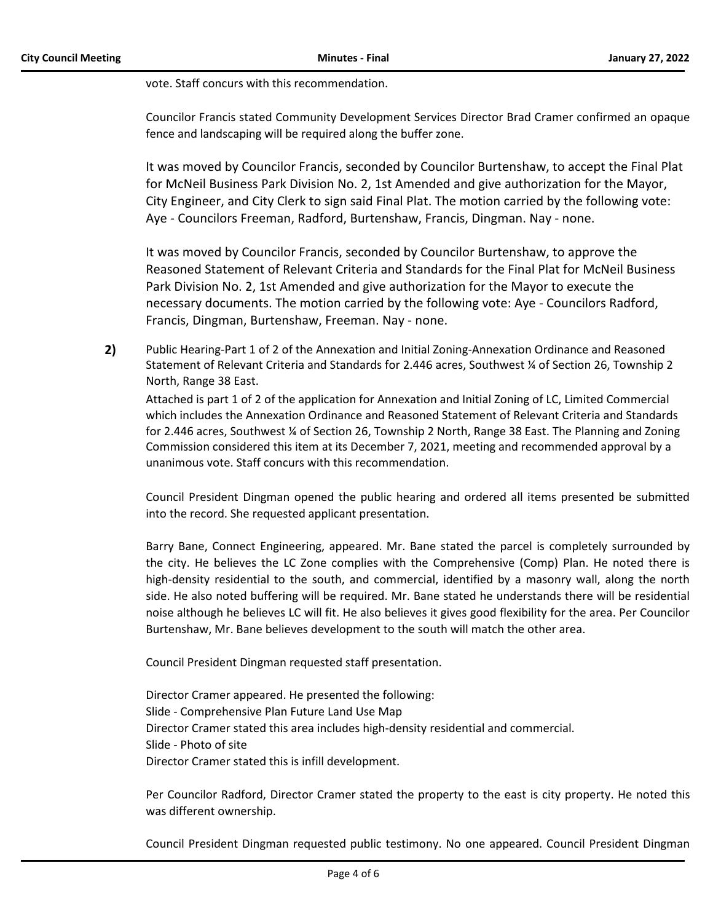vote. Staff concurs with this recommendation.

Councilor Francis stated Community Development Services Director Brad Cramer confirmed an opaque fence and landscaping will be required along the buffer zone.

It was moved by Councilor Francis, seconded by Councilor Burtenshaw, to accept the Final Plat for McNeil Business Park Division No. 2, 1st Amended and give authorization for the Mayor, City Engineer, and City Clerk to sign said Final Plat. The motion carried by the following vote: Aye - Councilors Freeman, Radford, Burtenshaw, Francis, Dingman. Nay - none.

It was moved by Councilor Francis, seconded by Councilor Burtenshaw, to approve the Reasoned Statement of Relevant Criteria and Standards for the Final Plat for McNeil Business Park Division No. 2, 1st Amended and give authorization for the Mayor to execute the necessary documents. The motion carried by the following vote: Aye - Councilors Radford, Francis, Dingman, Burtenshaw, Freeman. Nay - none.

**2)** Public Hearing-Part 1 of 2 of the Annexation and Initial Zoning-Annexation Ordinance and Reasoned Statement of Relevant Criteria and Standards for 2.446 acres, Southwest ¼ of Section 26, Township 2 North, Range 38 East.

Attached is part 1 of 2 of the application for Annexation and Initial Zoning of LC, Limited Commercial which includes the Annexation Ordinance and Reasoned Statement of Relevant Criteria and Standards for 2.446 acres, Southwest ¼ of Section 26, Township 2 North, Range 38 East. The Planning and Zoning Commission considered this item at its December 7, 2021, meeting and recommended approval by a unanimous vote. Staff concurs with this recommendation.

Council President Dingman opened the public hearing and ordered all items presented be submitted into the record. She requested applicant presentation.

Barry Bane, Connect Engineering, appeared. Mr. Bane stated the parcel is completely surrounded by the city. He believes the LC Zone complies with the Comprehensive (Comp) Plan. He noted there is high-density residential to the south, and commercial, identified by a masonry wall, along the north side. He also noted buffering will be required. Mr. Bane stated he understands there will be residential noise although he believes LC will fit. He also believes it gives good flexibility for the area. Per Councilor Burtenshaw, Mr. Bane believes development to the south will match the other area.

Council President Dingman requested staff presentation.

Director Cramer appeared. He presented the following:
Slide - Comprehensive Plan Future Land Use Map
Director Cramer stated this area includes high-density residential and commercial.
Slide - Photo of site
Director Cramer stated this is infill development.

Per Councilor Radford, Director Cramer stated the property to the east is city property. He noted this was different ownership.

Council President Dingman requested public testimony. No one appeared. Council President Dingman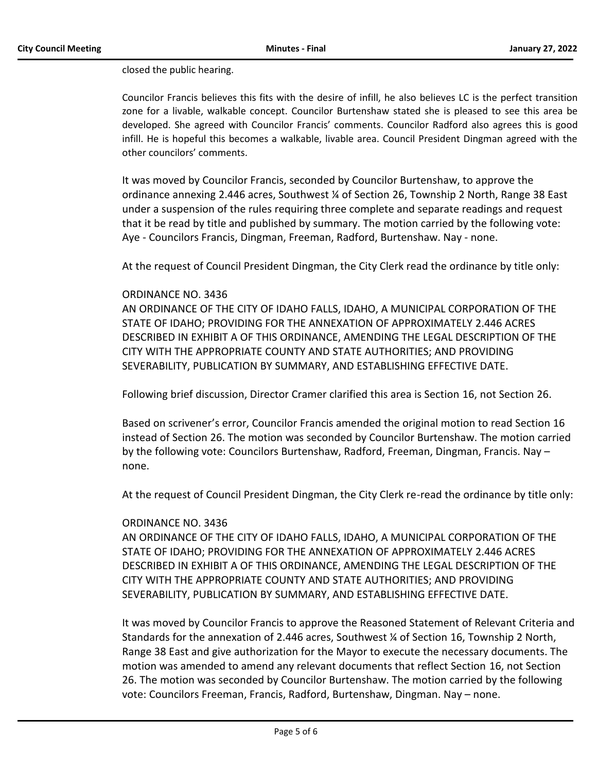closed the public hearing.

Councilor Francis believes this fits with the desire of infill, he also believes LC is the perfect transition zone for a livable, walkable concept. Councilor Burtenshaw stated she is pleased to see this area be developed. She agreed with Councilor Francis' comments. Councilor Radford also agrees this is good infill. He is hopeful this becomes a walkable, livable area. Council President Dingman agreed with the other councilors' comments.

It was moved by Councilor Francis, seconded by Councilor Burtenshaw, to approve the ordinance annexing 2.446 acres, Southwest ¼ of Section 26, Township 2 North, Range 38 East under a suspension of the rules requiring three complete and separate readings and request that it be read by title and published by summary. The motion carried by the following vote: Aye - Councilors Francis, Dingman, Freeman, Radford, Burtenshaw. Nay - none.

At the request of Council President Dingman, the City Clerk read the ordinance by title only:

ORDINANCE NO. 3436
AN ORDINANCE OF THE CITY OF IDAHO FALLS, IDAHO, A MUNICIPAL CORPORATION OF THE STATE OF IDAHO; PROVIDING FOR THE ANNEXATION OF APPROXIMATELY 2.446 ACRES DESCRIBED IN EXHIBIT A OF THIS ORDINANCE, AMENDING THE LEGAL DESCRIPTION OF THE CITY WITH THE APPROPRIATE COUNTY AND STATE AUTHORITIES; AND PROVIDING SEVERABILITY, PUBLICATION BY SUMMARY, AND ESTABLISHING EFFECTIVE DATE.

Following brief discussion, Director Cramer clarified this area is Section 16, not Section 26.

Based on scrivener's error, Councilor Francis amended the original motion to read Section 16 instead of Section 26. The motion was seconded by Councilor Burtenshaw. The motion carried by the following vote: Councilors Burtenshaw, Radford, Freeman, Dingman, Francis. Nay – none.

At the request of Council President Dingman, the City Clerk re-read the ordinance by title only:

ORDINANCE NO. 3436
AN ORDINANCE OF THE CITY OF IDAHO FALLS, IDAHO, A MUNICIPAL CORPORATION OF THE STATE OF IDAHO; PROVIDING FOR THE ANNEXATION OF APPROXIMATELY 2.446 ACRES DESCRIBED IN EXHIBIT A OF THIS ORDINANCE, AMENDING THE LEGAL DESCRIPTION OF THE CITY WITH THE APPROPRIATE COUNTY AND STATE AUTHORITIES; AND PROVIDING SEVERABILITY, PUBLICATION BY SUMMARY, AND ESTABLISHING EFFECTIVE DATE.

It was moved by Councilor Francis to approve the Reasoned Statement of Relevant Criteria and Standards for the annexation of 2.446 acres, Southwest ¼ of Section 16, Township 2 North, Range 38 East and give authorization for the Mayor to execute the necessary documents. The motion was amended to amend any relevant documents that reflect Section 16, not Section 26. The motion was seconded by Councilor Burtenshaw. The motion carried by the following vote: Councilors Freeman, Francis, Radford, Burtenshaw, Dingman. Nay – none.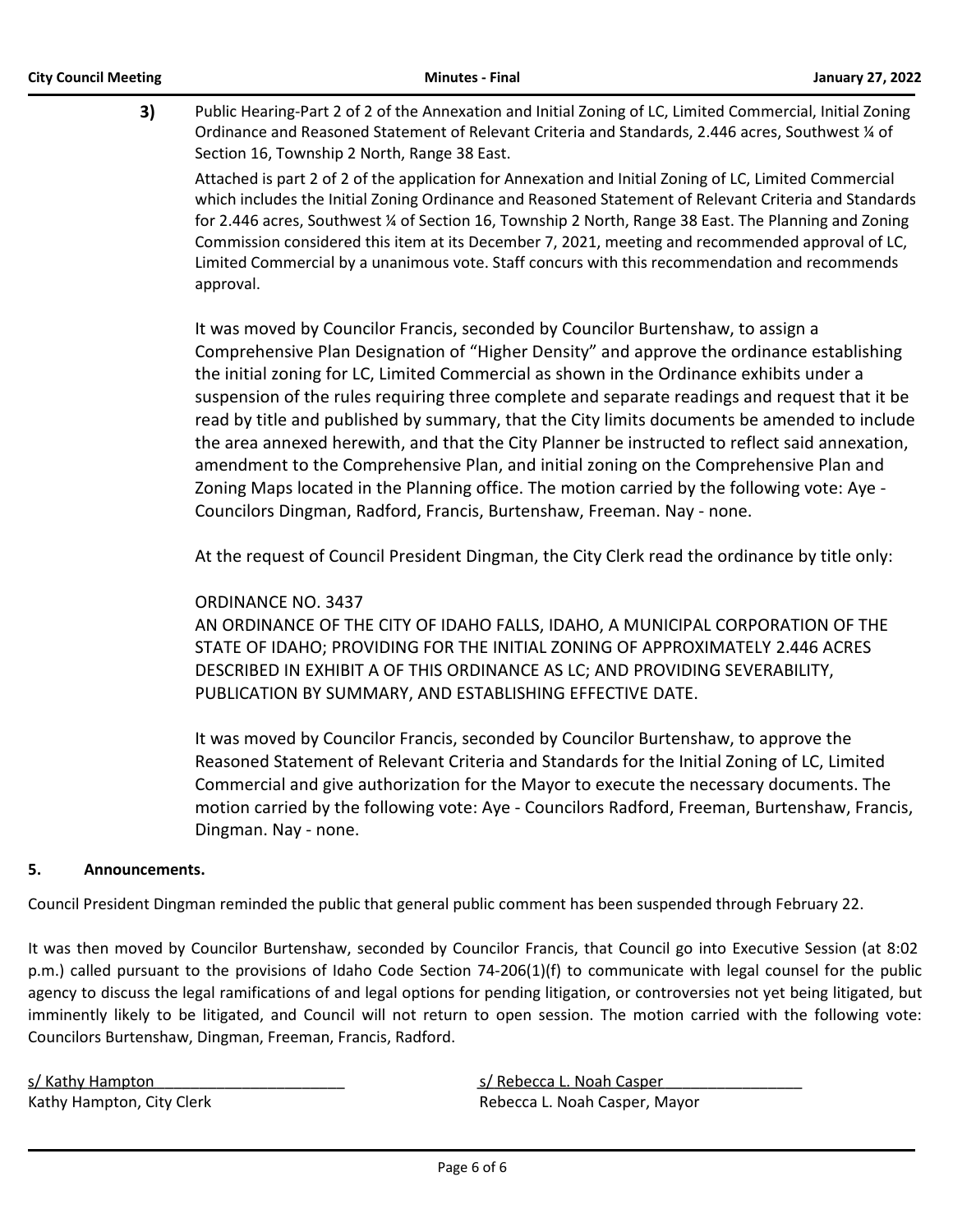**3)** Public Hearing-Part 2 of 2 of the Annexation and Initial Zoning of LC, Limited Commercial, Initial Zoning Ordinance and Reasoned Statement of Relevant Criteria and Standards, 2.446 acres, Southwest ¼ of Section 16, Township 2 North, Range 38 East.

Attached is part 2 of 2 of the application for Annexation and Initial Zoning of LC, Limited Commercial which includes the Initial Zoning Ordinance and Reasoned Statement of Relevant Criteria and Standards for 2.446 acres, Southwest ¼ of Section 16, Township 2 North, Range 38 East. The Planning and Zoning Commission considered this item at its December 7, 2021, meeting and recommended approval of LC, Limited Commercial by a unanimous vote. Staff concurs with this recommendation and recommends approval.

It was moved by Councilor Francis, seconded by Councilor Burtenshaw, to assign a Comprehensive Plan Designation of "Higher Density" and approve the ordinance establishing the initial zoning for LC, Limited Commercial as shown in the Ordinance exhibits under a suspension of the rules requiring three complete and separate readings and request that it be read by title and published by summary, that the City limits documents be amended to include the area annexed herewith, and that the City Planner be instructed to reflect said annexation, amendment to the Comprehensive Plan, and initial zoning on the Comprehensive Plan and Zoning Maps located in the Planning office. The motion carried by the following vote: Aye - Councilors Dingman, Radford, Francis, Burtenshaw, Freeman. Nay - none.

At the request of Council President Dingman, the City Clerk read the ordinance by title only:

ORDINANCE NO. 3437
AN ORDINANCE OF THE CITY OF IDAHO FALLS, IDAHO, A MUNICIPAL CORPORATION OF THE STATE OF IDAHO; PROVIDING FOR THE INITIAL ZONING OF APPROXIMATELY 2.446 ACRES DESCRIBED IN EXHIBIT A OF THIS ORDINANCE AS LC; AND PROVIDING SEVERABILITY, PUBLICATION BY SUMMARY, AND ESTABLISHING EFFECTIVE DATE.

It was moved by Councilor Francis, seconded by Councilor Burtenshaw, to approve the Reasoned Statement of Relevant Criteria and Standards for the Initial Zoning of LC, Limited Commercial and give authorization for the Mayor to execute the necessary documents. The motion carried by the following vote: Aye - Councilors Radford, Freeman, Burtenshaw, Francis, Dingman. Nay - none.

**5. Announcements.**

Council President Dingman reminded the public that general public comment has been suspended through February 22.

It was then moved by Councilor Burtenshaw, seconded by Councilor Francis, that Council go into Executive Session (at 8:02 p.m.) called pursuant to the provisions of Idaho Code Section 74-206(1)(f) to communicate with legal counsel for the public agency to discuss the legal ramifications of and legal options for pending litigation, or controversies not yet being litigated, but imminently likely to be litigated, and Council will not return to open session. The motion carried with the following vote: Councilors Burtenshaw, Dingman, Freeman, Francis, Radford.

s/ Kathy Hampton
Kathy Hampton, City Clerk

s/ Rebecca L. Noah Casper
Rebecca L. Noah Casper, Mayor